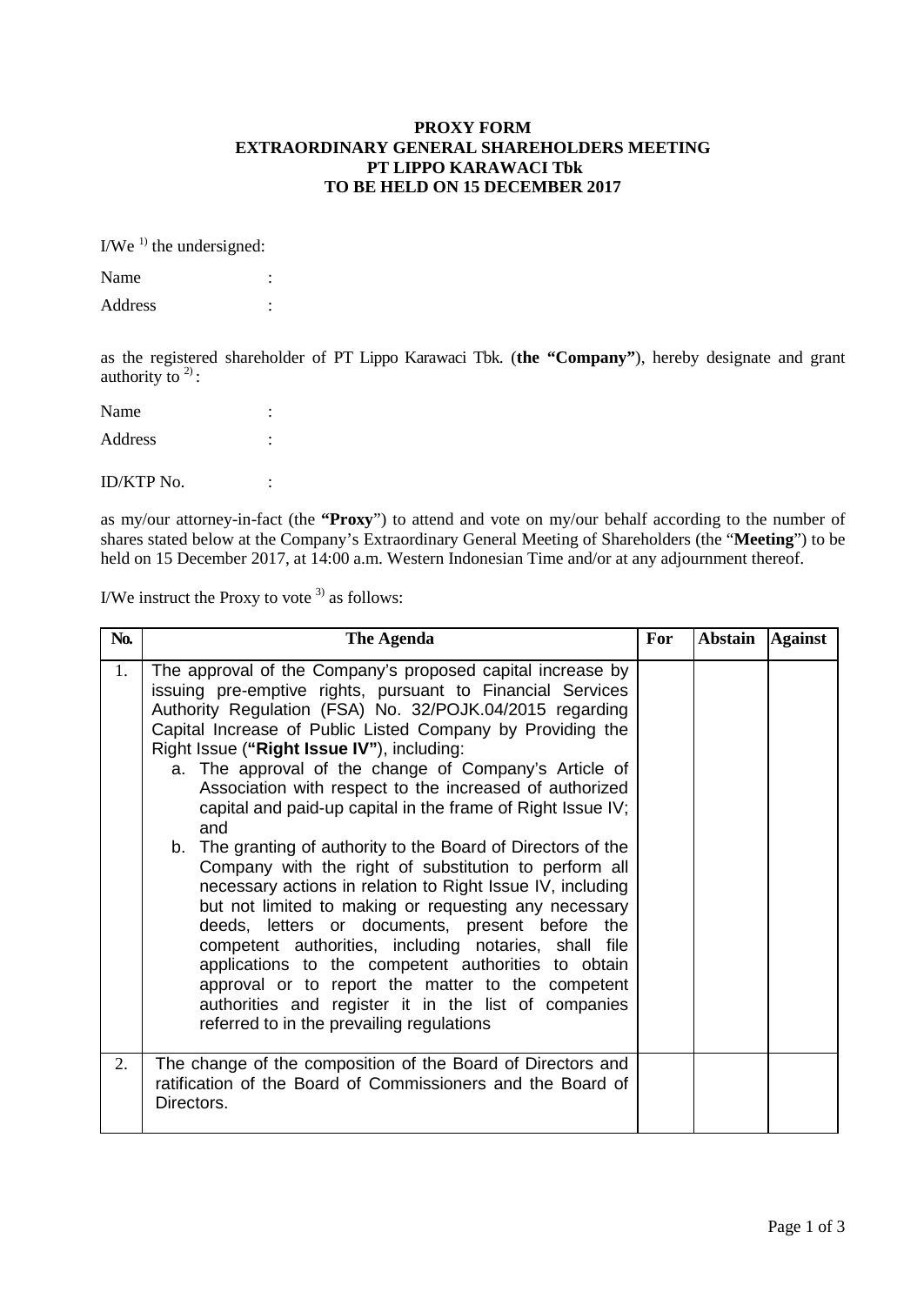**PROXY FORM**
**EXTRAORDINARY GENERAL SHAREHOLDERS MEETING**
**PT LIPPO KARAWACI Tbk**
**TO BE HELD ON 15 DECEMBER 2017**

I/We [1] the undersigned:

Name :

Address :

as the registered shareholder of PT Lippo Karawaci Tbk. (**the "Company"**), hereby designate and grant authority to [2] :

Name :

Address :

ID/KTP No. :

as my/our attorney-in-fact (the **"Proxy**") to attend and vote on my/our behalf according to the number of shares stated below at the Company's Extraordinary General Meeting of Shareholders (the "**Meeting**") to be held on 15 December 2017, at 14:00 a.m. Western Indonesian Time and/or at any adjournment thereof.

I/We instruct the Proxy to vote [3] as follows:

| No. | The Agenda | For | Abstain | Against |
|---|---|---|---|---|
| 1. | The approval of the Company's proposed capital increase by issuing pre-emptive rights, pursuant to Financial Services Authority Regulation (FSA) No. 32/POJK.04/2015 regarding Capital Increase of Public Listed Company by Providing the Right Issue (**"Right Issue IV"**), including:<br>a. The approval of the change of Company's Article of Association with respect to the increased of authorized capital and paid-up capital in the frame of Right Issue IV; and<br>b. The granting of authority to the Board of Directors of the Company with the right of substitution to perform all necessary actions in relation to Right Issue IV, including but not limited to making or requesting any necessary deeds, letters or documents, present before the competent authorities, including notaries, shall file applications to the competent authorities to obtain approval or to report the matter to the competent authorities and register it in the list of companies referred to in the prevailing regulations | | | |
| 2. | The change of the composition of the Board of Directors and ratification of the Board of Commissioners and the Board of Directors. | | | |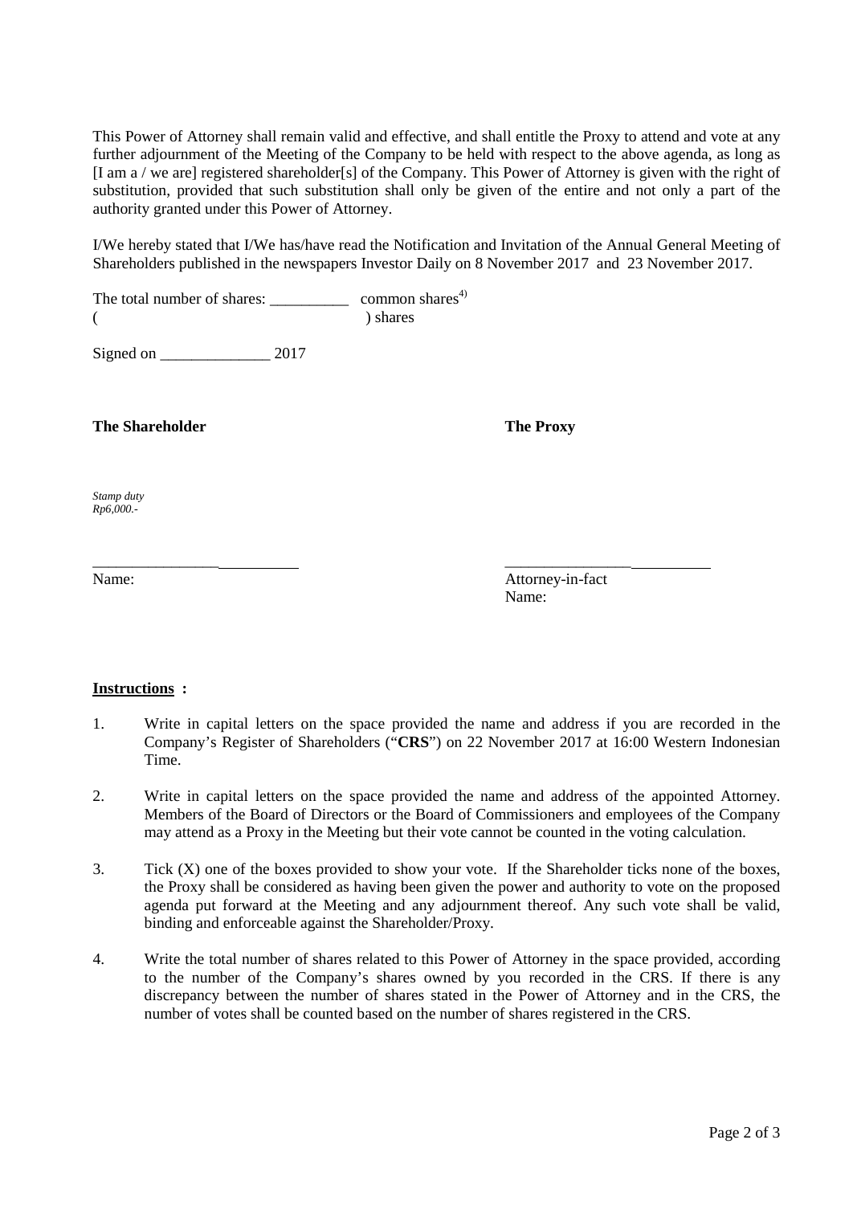This Power of Attorney shall remain valid and effective, and shall entitle the Proxy to attend and vote at any further adjournment of the Meeting of the Company to be held with respect to the above agenda, as long as [I am a / we are] registered shareholder[s] of the Company. This Power of Attorney is given with the right of substitution, provided that such substitution shall only be given of the entire and not only a part of the authority granted under this Power of Attorney.

I/We hereby stated that I/We has/have read the Notification and Invitation of the Annual General Meeting of Shareholders published in the newspapers Investor Daily on 8 November 2017 and 23 November 2017.

The total number of shares: __________ common shares[4)]
( ) shares

Signed on ______________ 2017

**The Shareholder**

*Stamp duty*
*Rp6,000.-*

__________________________

Name:

**The Proxy**

__________________________

Attorney-in-fact
Name:

**Instructions :**

1. Write in capital letters on the space provided the name and address if you are recorded in the Company's Register of Shareholders ("**CRS**") on 22 November 2017 at 16:00 Western Indonesian Time.

2. Write in capital letters on the space provided the name and address of the appointed Attorney. Members of the Board of Directors or the Board of Commissioners and employees of the Company may attend as a Proxy in the Meeting but their vote cannot be counted in the voting calculation.

3. Tick (X) one of the boxes provided to show your vote. If the Shareholder ticks none of the boxes, the Proxy shall be considered as having been given the power and authority to vote on the proposed agenda put forward at the Meeting and any adjournment thereof. Any such vote shall be valid, binding and enforceable against the Shareholder/Proxy.

4. Write the total number of shares related to this Power of Attorney in the space provided, according to the number of the Company's shares owned by you recorded in the CRS. If there is any discrepancy between the number of shares stated in the Power of Attorney and in the CRS, the number of votes shall be counted based on the number of shares registered in the CRS.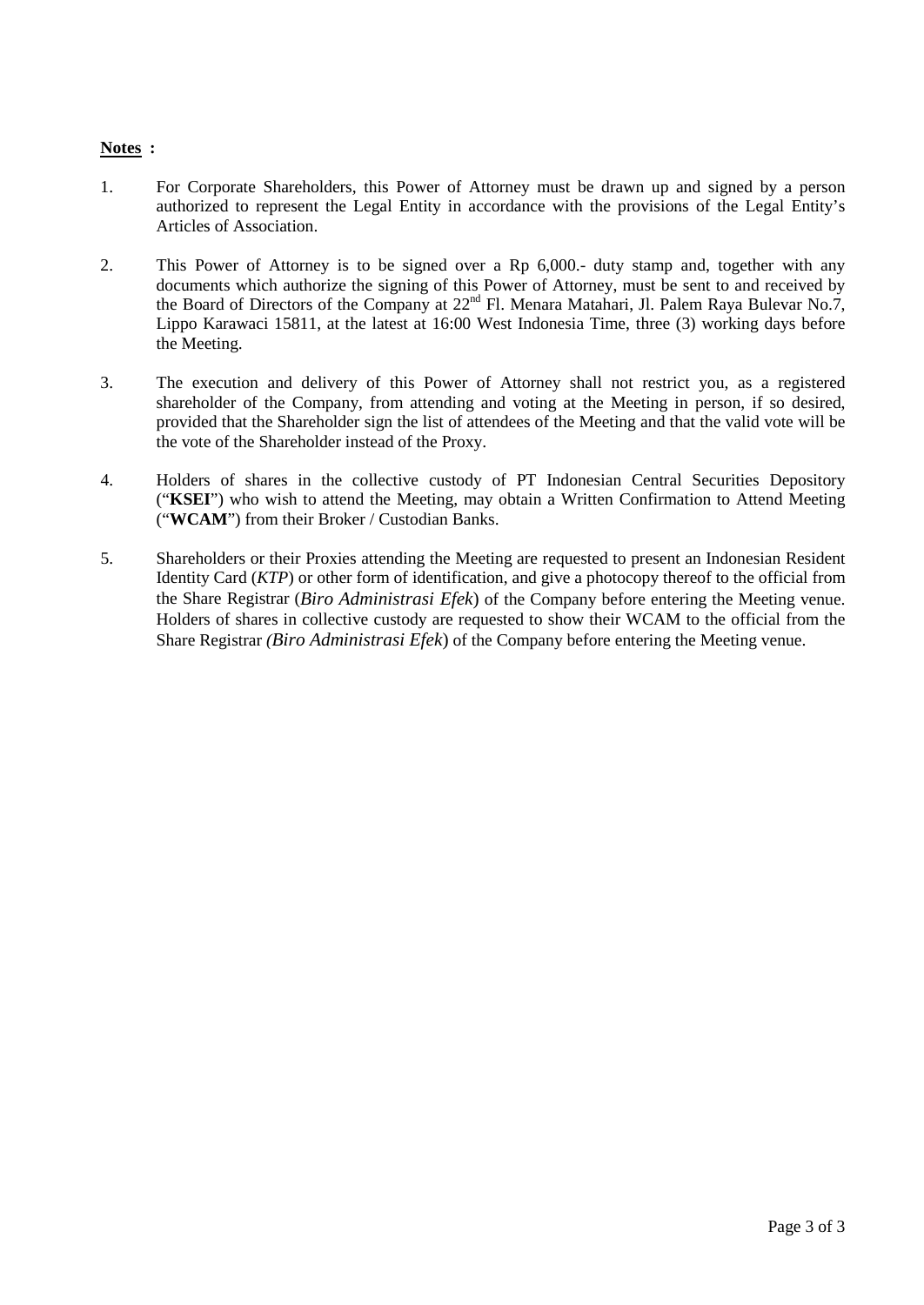**Notes :**

1. For Corporate Shareholders, this Power of Attorney must be drawn up and signed by a person authorized to represent the Legal Entity in accordance with the provisions of the Legal Entity's Articles of Association.

2. This Power of Attorney is to be signed over a Rp 6,000.- duty stamp and, together with any documents which authorize the signing of this Power of Attorney, must be sent to and received by the Board of Directors of the Company at 22nd Fl. Menara Matahari, Jl. Palem Raya Bulevar No.7, Lippo Karawaci 15811, at the latest at 16:00 West Indonesia Time, three (3) working days before the Meeting.

3. The execution and delivery of this Power of Attorney shall not restrict you, as a registered shareholder of the Company, from attending and voting at the Meeting in person, if so desired, provided that the Shareholder sign the list of attendees of the Meeting and that the valid vote will be the vote of the Shareholder instead of the Proxy.

4. Holders of shares in the collective custody of PT Indonesian Central Securities Depository ("**KSEI**") who wish to attend the Meeting, may obtain a Written Confirmation to Attend Meeting ("**WCAM**") from their Broker / Custodian Banks.

5. Shareholders or their Proxies attending the Meeting are requested to present an Indonesian Resident Identity Card (*KTP*) or other form of identification, and give a photocopy thereof to the official from the Share Registrar (*Biro Administrasi Efek*) of the Company before entering the Meeting venue. Holders of shares in collective custody are requested to show their WCAM to the official from the Share Registrar *(Biro Administrasi Efek*) of the Company before entering the Meeting venue.